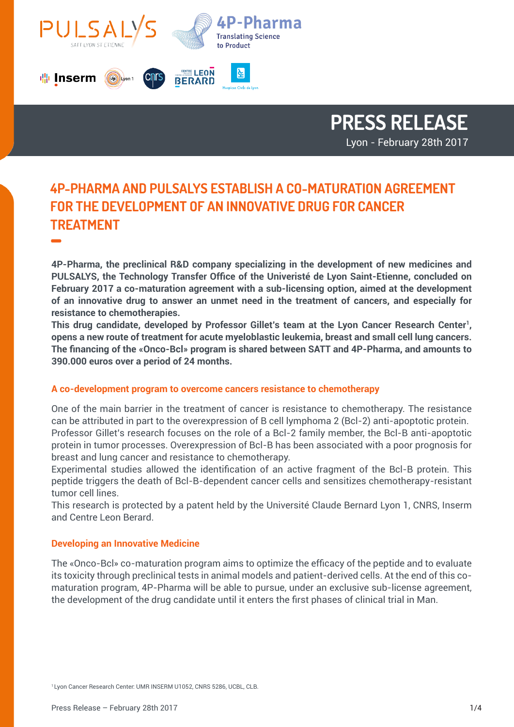# PRESS RELEASE

Lyon - February 28th 2017

## 4P-PHARMA AND PULSALYS ESTABLISH A CO-MATURATION AGREEMENT FOR THE DEVELOPMENT OF AN INNOVATIVE DRUG FOR CANCER TREATMENT

**4P-Pharma, the preclinical R&D company specializing in the development of new medicines and PULSALYS, the Technology Transfer Office of the Univeristé de Lyon Saint-Etienne, concluded on February 2017 a co-maturation agreement with a sub-licensing option, aimed at the development of an innovative drug to answer an unmet need in the treatment of cancers, and especially for resistance to chemotherapies.**
**This drug candidate, developed by Professor Gillet's team at the Lyon Cancer Research Center[1], opens a new route of treatment for acute myeloblastic leukemia, breast and small cell lung cancers. The financing of the «Onco-Bcl» program is shared between SATT and 4P-Pharma, and amounts to 390.000 euros over a period of 24 months.**

### A co-development program to overcome cancers resistance to chemotherapy

One of the main barrier in the treatment of cancer is resistance to chemotherapy. The resistance can be attributed in part to the overexpression of B cell lymphoma 2 (Bcl-2) anti-apoptotic protein.
Professor Gillet's research focuses on the role of a Bcl-2 family member, the Bcl-B anti-apoptotic protein in tumor processes. Overexpression of Bcl-B has been associated with a poor prognosis for breast and lung cancer and resistance to chemotherapy.
Experimental studies allowed the identification of an active fragment of the Bcl-B protein. This peptide triggers the death of Bcl-B-dependent cancer cells and sensitizes chemotherapy-resistant tumor cell lines.
This research is protected by a patent held by the Université Claude Bernard Lyon 1, CNRS, Inserm and Centre Leon Berard.

### Developing an Innovative Medicine

The «Onco-Bcl» co-maturation program aims to optimize the efficacy of the peptide and to evaluate its toxicity through preclinical tests in animal models and patient-derived cells. At the end of this co-maturation program, 4P-Pharma will be able to pursue, under an exclusive sub-license agreement, the development of the drug candidate until it enters the first phases of clinical trial in Man.

[1] Lyon Cancer Research Center: UMR INSERM U1052, CNRS 5286, UCBL, CLB.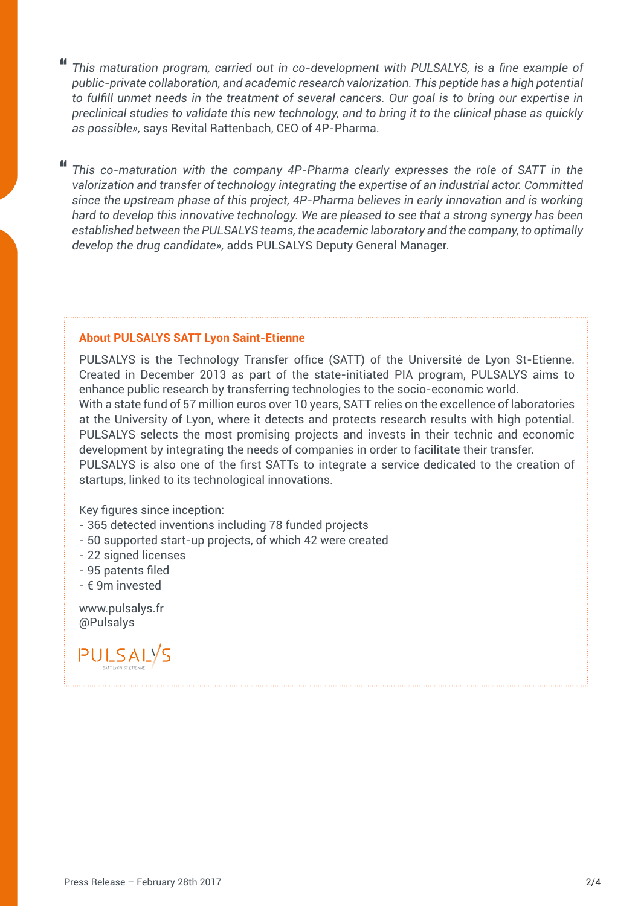*"This maturation program, carried out in co-development with PULSALYS, is a fine example of public-private collaboration, and academic research valorization. This peptide has a high potential to fulfill unmet needs in the treatment of several cancers. Our goal is to bring our expertise in preclinical studies to validate this new technology, and to bring it to the clinical phase as quickly as possible»,* says Revital Rattenbach, CEO of 4P-Pharma.

*"This co-maturation with the company 4P-Pharma clearly expresses the role of SATT in the valorization and transfer of technology integrating the expertise of an industrial actor. Committed since the upstream phase of this project, 4P-Pharma believes in early innovation and is working hard to develop this innovative technology. We are pleased to see that a strong synergy has been established between the PULSALYS teams, the academic laboratory and the company, to optimally develop the drug candidate»,* adds PULSALYS Deputy General Manager.

### About PULSALYS SATT Lyon Saint-Etienne

PULSALYS is the Technology Transfer office (SATT) of the Université de Lyon St-Etienne. Created in December 2013 as part of the state-initiated PIA program, PULSALYS aims to enhance public research by transferring technologies to the socio-economic world.
With a state fund of 57 million euros over 10 years, SATT relies on the excellence of laboratories at the University of Lyon, where it detects and protects research results with high potential. PULSALYS selects the most promising projects and invests in their technic and economic development by integrating the needs of companies in order to facilitate their transfer.
PULSALYS is also one of the first SATTs to integrate a service dedicated to the creation of startups, linked to its technological innovations.

Key figures since inception:
- 365 detected inventions including 78 funded projects
- 50 supported start-up projects, of which 42 were created
- 22 signed licenses
- 95 patents filed
- € 9m invested

www.pulsalys.fr
@Pulsalys

PULSALYS
SATT LYON ST ETIENNE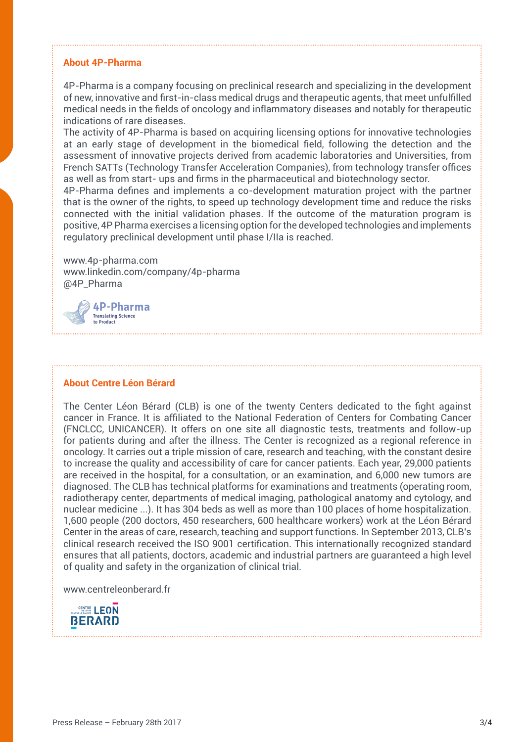## About 4P-Pharma

4P-Pharma is a company focusing on preclinical research and specializing in the development of new, innovative and first-in-class medical drugs and therapeutic agents, that meet unfulfilled medical needs in the fields of oncology and inflammatory diseases and notably for therapeutic indications of rare diseases.

The activity of 4P-Pharma is based on acquiring licensing options for innovative technologies at an early stage of development in the biomedical field, following the detection and the assessment of innovative projects derived from academic laboratories and Universities, from French SATTs (Technology Transfer Acceleration Companies), from technology transfer offices as well as from start- ups and firms in the pharmaceutical and biotechnology sector.

4P-Pharma defines and implements a co-development maturation project with the partner that is the owner of the rights, to speed up technology development time and reduce the risks connected with the initial validation phases. If the outcome of the maturation program is positive, 4P Pharma exercises a licensing option for the developed technologies and implements regulatory preclinical development until phase I/IIa is reached.

www.4p-pharma.com
www.linkedin.com/company/4p-pharma
@4P_Pharma

4P-Pharma
Translating Science to Product

## About Centre Léon Bérard

The Center Léon Bérard (CLB) is one of the twenty Centers dedicated to the fight against cancer in France. It is affiliated to the National Federation of Centers for Combating Cancer (FNCLCC, UNICANCER). It offers on one site all diagnostic tests, treatments and follow-up for patients during and after the illness. The Center is recognized as a regional reference in oncology. It carries out a triple mission of care, research and teaching, with the constant desire to increase the quality and accessibility of care for cancer patients. Each year, 29,000 patients are received in the hospital, for a consultation, or an examination, and 6,000 new tumors are diagnosed. The CLB has technical platforms for examinations and treatments (operating room, radiotherapy center, departments of medical imaging, pathological anatomy and cytology, and nuclear medicine ...). It has 304 beds as well as more than 100 places of home hospitalization. 1,600 people (200 doctors, 450 researchers, 600 healthcare workers) work at the Léon Bérard Center in the areas of care, research, teaching and support functions. In September 2013, CLB's clinical research received the ISO 9001 certification. This internationally recognized standard ensures that all patients, doctors, academic and industrial partners are guaranteed a high level of quality and safety in the organization of clinical trial.

www.centreleonberard.fr

CENTRE LEON BERARD

Press Release – February 28th 2017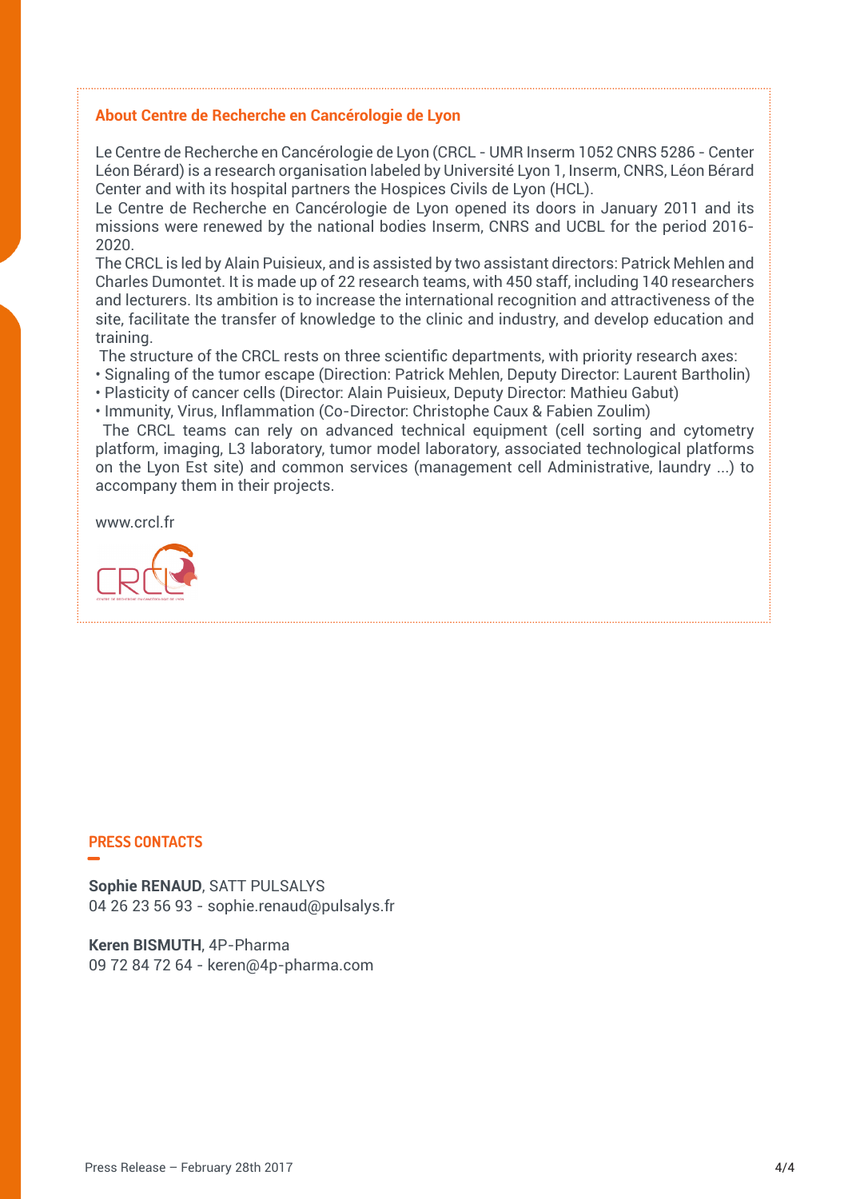## About Centre de Recherche en Cancérologie de Lyon

Le Centre de Recherche en Cancérologie de Lyon (CRCL - UMR Inserm 1052 CNRS 5286 - Center Léon Bérard) is a research organisation labeled by Université Lyon 1, Inserm, CNRS, Léon Bérard Center and with its hospital partners the Hospices Civils de Lyon (HCL).

Le Centre de Recherche en Cancérologie de Lyon opened its doors in January 2011 and its missions were renewed by the national bodies Inserm, CNRS and UCBL for the period 2016-2020.

The CRCL is led by Alain Puisieux, and is assisted by two assistant directors: Patrick Mehlen and Charles Dumontet. It is made up of 22 research teams, with 450 staff, including 140 researchers and lecturers. Its ambition is to increase the international recognition and attractiveness of the site, facilitate the transfer of knowledge to the clinic and industry, and develop education and training.

The structure of the CRCL rests on three scientific departments, with priority research axes:

- Signaling of the tumor escape (Direction: Patrick Mehlen, Deputy Director: Laurent Bartholin)
- Plasticity of cancer cells (Director: Alain Puisieux, Deputy Director: Mathieu Gabut)
- Immunity, Virus, Inflammation (Co-Director: Christophe Caux & Fabien Zoulim)

The CRCL teams can rely on advanced technical equipment (cell sorting and cytometry platform, imaging, L3 laboratory, tumor model laboratory, associated technological platforms on the Lyon Est site) and common services (management cell Administrative, laundry ...) to accompany them in their projects.

www.crcl.fr

## PRESS CONTACTS

**Sophie RENAUD**, SATT PULSALYS
04 26 23 56 93 - sophie.renaud@pulsalys.fr

**Keren BISMUTH**, 4P-Pharma
09 72 84 72 64 - keren@4p-pharma.com